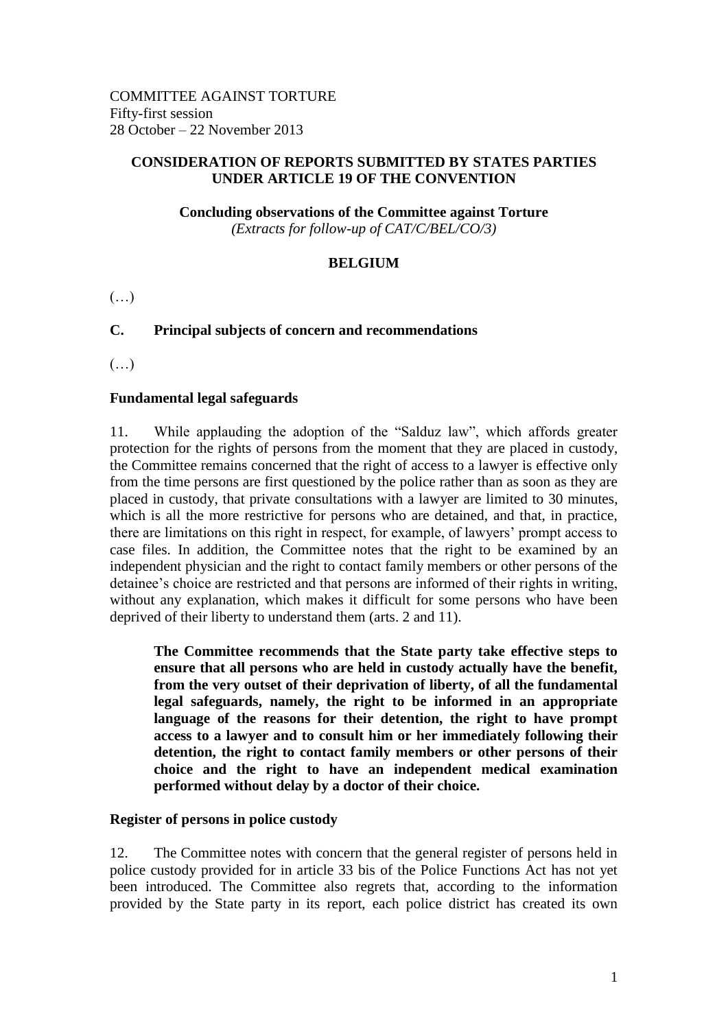COMMITTEE AGAINST TORTURE
Fifty-first session
28 October – 22 November 2013

**CONSIDERATION OF REPORTS SUBMITTED BY STATES PARTIES UNDER ARTICLE 19 OF THE CONVENTION**

**Concluding observations of the Committee against Torture**
*(Extracts for follow-up of CAT/C/BEL/CO/3)*

**BELGIUM**

(…)

## C. Principal subjects of concern and recommendations

(…)

### Fundamental legal safeguards

11. While applauding the adoption of the "Salduz law", which affords greater protection for the rights of persons from the moment that they are placed in custody, the Committee remains concerned that the right of access to a lawyer is effective only from the time persons are first questioned by the police rather than as soon as they are placed in custody, that private consultations with a lawyer are limited to 30 minutes, which is all the more restrictive for persons who are detained, and that, in practice, there are limitations on this right in respect, for example, of lawyers' prompt access to case files. In addition, the Committee notes that the right to be examined by an independent physician and the right to contact family members or other persons of the detainee's choice are restricted and that persons are informed of their rights in writing, without any explanation, which makes it difficult for some persons who have been deprived of their liberty to understand them (arts. 2 and 11).

> **The Committee recommends that the State party take effective steps to ensure that all persons who are held in custody actually have the benefit, from the very outset of their deprivation of liberty, of all the fundamental legal safeguards, namely, the right to be informed in an appropriate language of the reasons for their detention, the right to have prompt access to a lawyer and to consult him or her immediately following their detention, the right to contact family members or other persons of their choice and the right to have an independent medical examination performed without delay by a doctor of their choice.**

### Register of persons in police custody

12. The Committee notes with concern that the general register of persons held in police custody provided for in article 33 bis of the Police Functions Act has not yet been introduced. The Committee also regrets that, according to the information provided by the State party in its report, each police district has created its own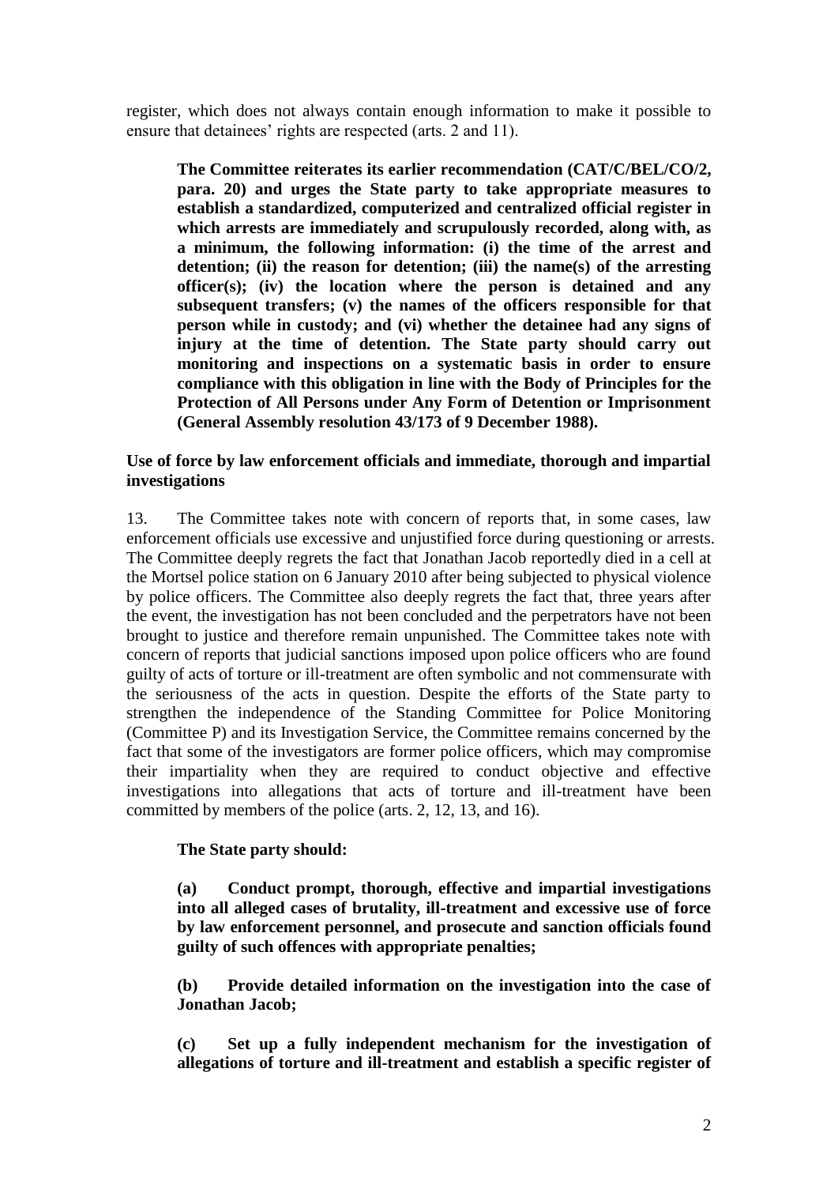register, which does not always contain enough information to make it possible to ensure that detainees' rights are respected (arts. 2 and 11).

**The Committee reiterates its earlier recommendation (CAT/C/BEL/CO/2, para. 20) and urges the State party to take appropriate measures to establish a standardized, computerized and centralized official register in which arrests are immediately and scrupulously recorded, along with, as a minimum, the following information: (i) the time of the arrest and detention; (ii) the reason for detention; (iii) the name(s) of the arresting officer(s); (iv) the location where the person is detained and any subsequent transfers; (v) the names of the officers responsible for that person while in custody; and (vi) whether the detainee had any signs of injury at the time of detention. The State party should carry out monitoring and inspections on a systematic basis in order to ensure compliance with this obligation in line with the Body of Principles for the Protection of All Persons under Any Form of Detention or Imprisonment (General Assembly resolution 43/173 of 9 December 1988).**

### Use of force by law enforcement officials and immediate, thorough and impartial investigations

13. The Committee takes note with concern of reports that, in some cases, law enforcement officials use excessive and unjustified force during questioning or arrests. The Committee deeply regrets the fact that Jonathan Jacob reportedly died in a cell at the Mortsel police station on 6 January 2010 after being subjected to physical violence by police officers. The Committee also deeply regrets the fact that, three years after the event, the investigation has not been concluded and the perpetrators have not been brought to justice and therefore remain unpunished. The Committee takes note with concern of reports that judicial sanctions imposed upon police officers who are found guilty of acts of torture or ill-treatment are often symbolic and not commensurate with the seriousness of the acts in question. Despite the efforts of the State party to strengthen the independence of the Standing Committee for Police Monitoring (Committee P) and its Investigation Service, the Committee remains concerned by the fact that some of the investigators are former police officers, which may compromise their impartiality when they are required to conduct objective and effective investigations into allegations that acts of torture and ill-treatment have been committed by members of the police (arts. 2, 12, 13, and 16).

**The State party should:**

**(a) Conduct prompt, thorough, effective and impartial investigations into all alleged cases of brutality, ill-treatment and excessive use of force by law enforcement personnel, and prosecute and sanction officials found guilty of such offences with appropriate penalties;**

**(b) Provide detailed information on the investigation into the case of Jonathan Jacob;**

**(c) Set up a fully independent mechanism for the investigation of allegations of torture and ill-treatment and establish a specific register of**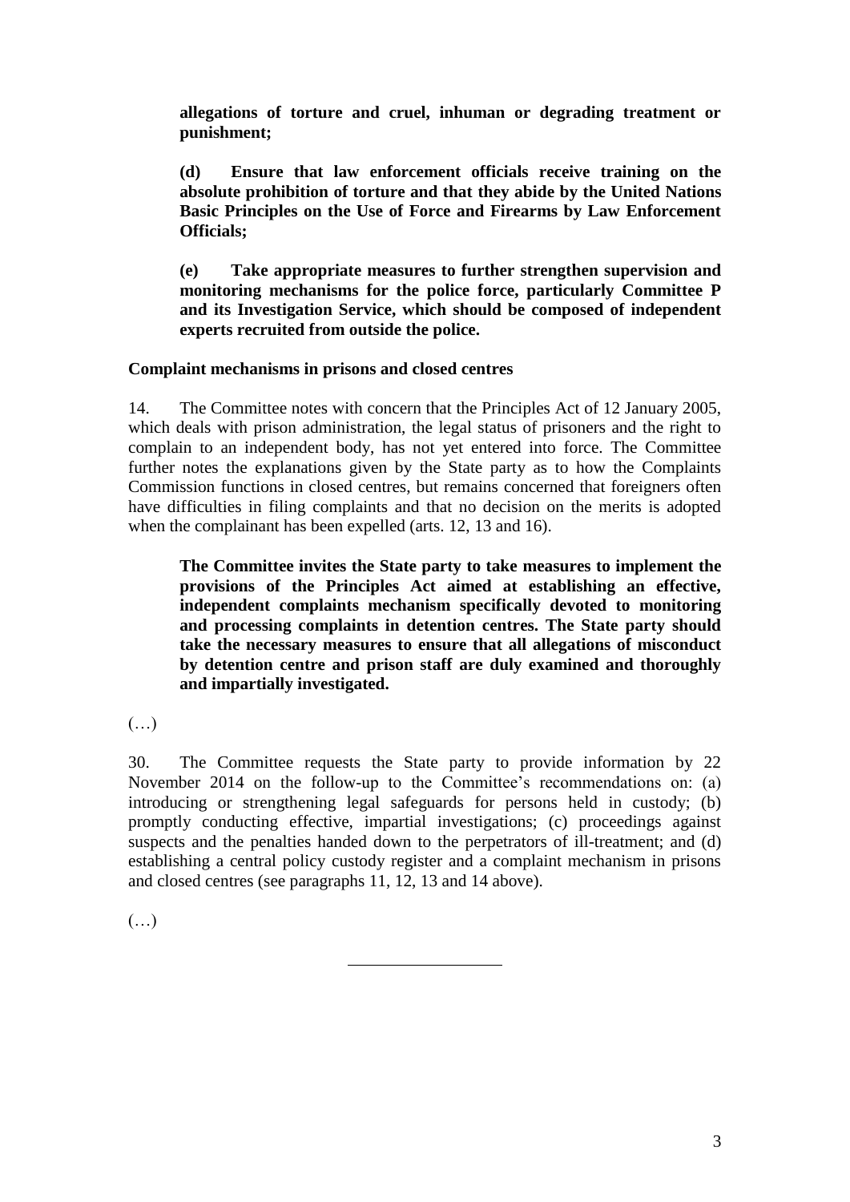**allegations of torture and cruel, inhuman or degrading treatment or punishment;**

**(d) Ensure that law enforcement officials receive training on the absolute prohibition of torture and that they abide by the United Nations Basic Principles on the Use of Force and Firearms by Law Enforcement Officials;**

**(e) Take appropriate measures to further strengthen supervision and monitoring mechanisms for the police force, particularly Committee P and its Investigation Service, which should be composed of independent experts recruited from outside the police.**

**Complaint mechanisms in prisons and closed centres**

14. The Committee notes with concern that the Principles Act of 12 January 2005, which deals with prison administration, the legal status of prisoners and the right to complain to an independent body, has not yet entered into force. The Committee further notes the explanations given by the State party as to how the Complaints Commission functions in closed centres, but remains concerned that foreigners often have difficulties in filing complaints and that no decision on the merits is adopted when the complainant has been expelled (arts. 12, 13 and 16).

**The Committee invites the State party to take measures to implement the provisions of the Principles Act aimed at establishing an effective, independent complaints mechanism specifically devoted to monitoring and processing complaints in detention centres. The State party should take the necessary measures to ensure that all allegations of misconduct by detention centre and prison staff are duly examined and thoroughly and impartially investigated.**

(…)

30. The Committee requests the State party to provide information by 22 November 2014 on the follow-up to the Committee's recommendations on: (a) introducing or strengthening legal safeguards for persons held in custody; (b) promptly conducting effective, impartial investigations; (c) proceedings against suspects and the penalties handed down to the perpetrators of ill-treatment; and (d) establishing a central policy custody register and a complaint mechanism in prisons and closed centres (see paragraphs 11, 12, 13 and 14 above).

(…)